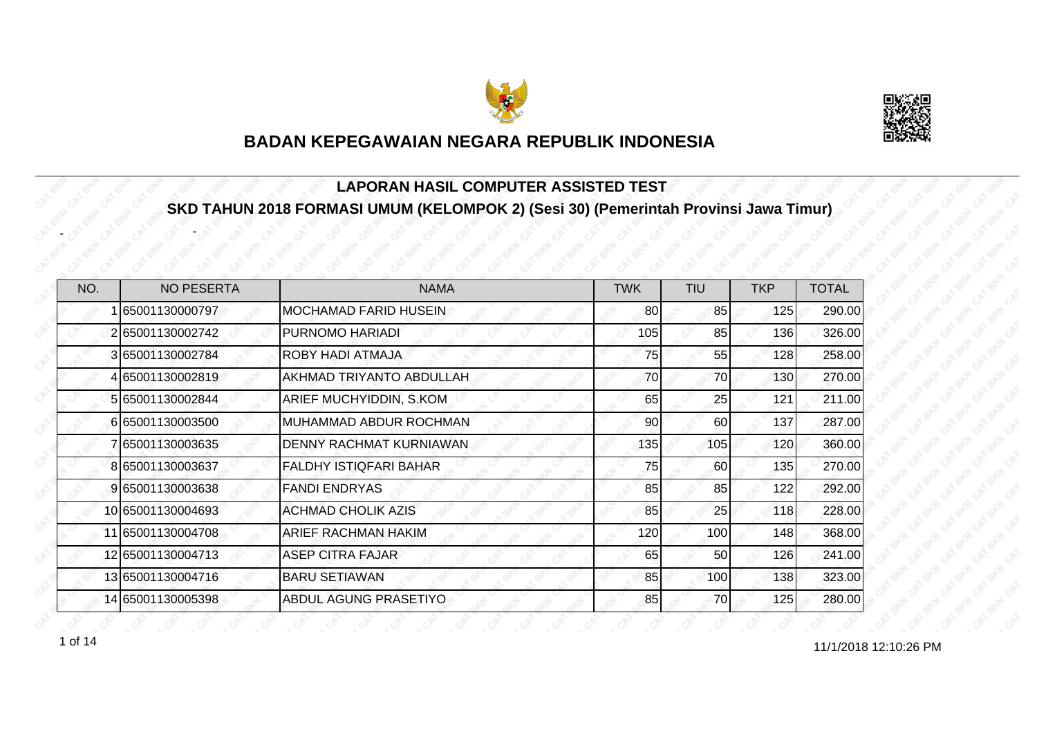# BADAN KEPEGAWAIAN NEGARA REPUBLIK INDONESIA

## LAPORAN HASIL COMPUTER ASSISTED TEST

## SKD TAHUN 2018 FORMASI UMUM (KELOMPOK 2) (Sesi 30) (Pemerintah Provinsi Jawa Timur)

- -

| NO. | NO PESERTA | NAMA | TWK | TIU | TKP | TOTAL |
|---|---|---|---|---|---|---|
| 1 | 65001130000797 | MOCHAMAD FARID HUSEIN | 80 | 85 | 125 | 290.00 |
| 2 | 65001130002742 | PURNOMO HARIADI | 105 | 85 | 136 | 326.00 |
| 3 | 65001130002784 | ROBY HADI ATMAJA | 75 | 55 | 128 | 258.00 |
| 4 | 65001130002819 | AKHMAD TRIYANTO ABDULLAH | 70 | 70 | 130 | 270.00 |
| 5 | 65001130002844 | ARIEF MUCHYIDDIN, S.KOM | 65 | 25 | 121 | 211.00 |
| 6 | 65001130003500 | MUHAMMAD ABDUR ROCHMAN | 90 | 60 | 137 | 287.00 |
| 7 | 65001130003635 | DENNY RACHMAT KURNIAWAN | 135 | 105 | 120 | 360.00 |
| 8 | 65001130003637 | FALDHY ISTIQFARI BAHAR | 75 | 60 | 135 | 270.00 |
| 9 | 65001130003638 | FANDI ENDRYAS | 85 | 85 | 122 | 292.00 |
| 10 | 65001130004693 | ACHMAD CHOLIK AZIS | 85 | 25 | 118 | 228.00 |
| 11 | 65001130004708 | ARIEF RACHMAN HAKIM | 120 | 100 | 148 | 368.00 |
| 12 | 65001130004713 | ASEP CITRA FAJAR | 65 | 50 | 126 | 241.00 |
| 13 | 65001130004716 | BARU SETIAWAN | 85 | 100 | 138 | 323.00 |
| 14 | 65001130005398 | ABDUL AGUNG PRASETIYO | 85 | 70 | 125 | 280.00 |

11/1/2018 12:10:26 PM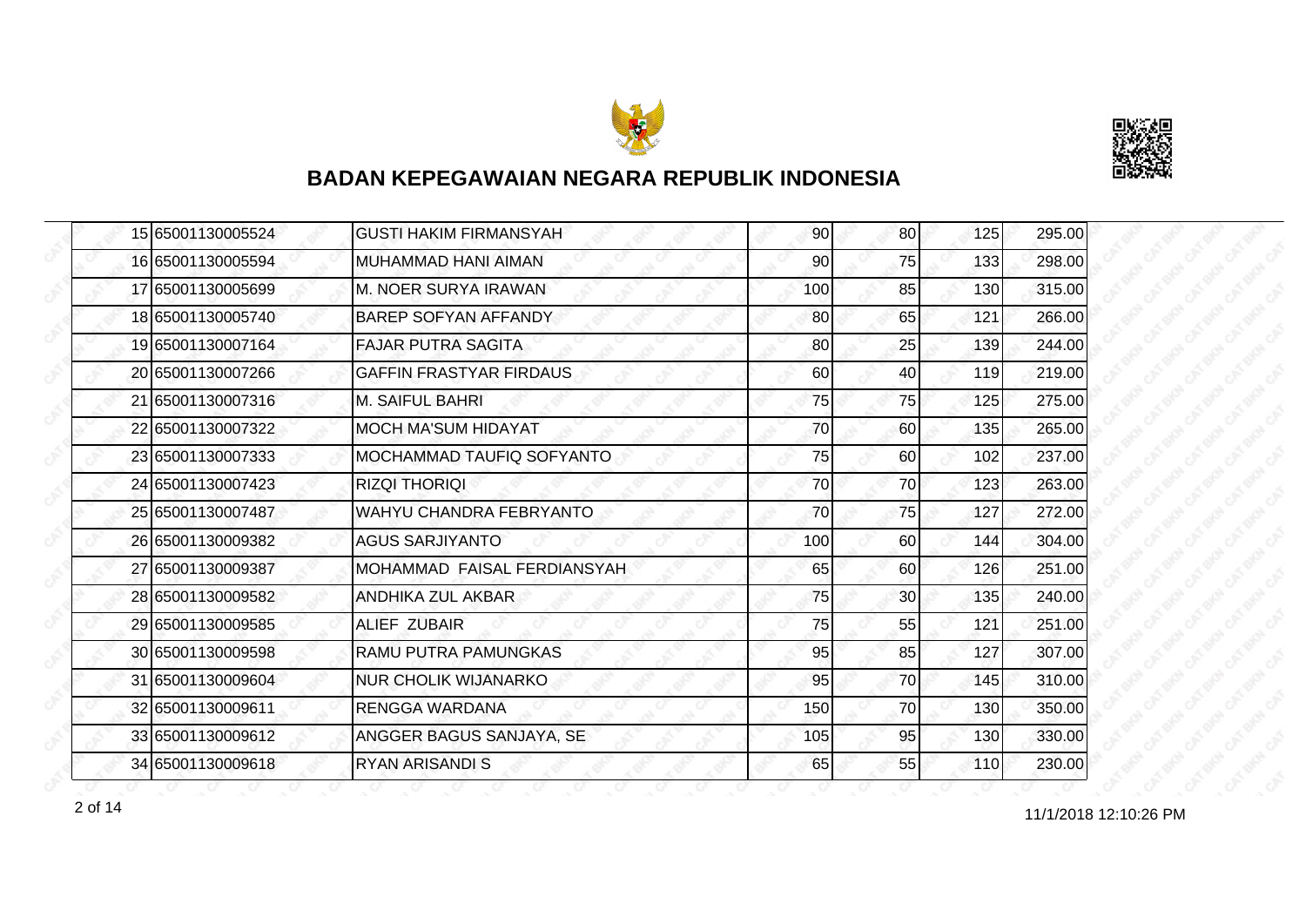## BADAN KEPEGAWAIAN NEGARA REPUBLIK INDONESIA

| | | | | | | |
|---|---|---|---|---|---|---|
| 15 | 65001130005524 | GUSTI HAKIM FIRMANSYAH | 90 | 80 | 125 | 295.00 |
| 16 | 65001130005594 | MUHAMMAD HANI AIMAN | 90 | 75 | 133 | 298.00 |
| 17 | 65001130005699 | M. NOER SURYA IRAWAN | 100 | 85 | 130 | 315.00 |
| 18 | 65001130005740 | BAREP SOFYAN AFFANDY | 80 | 65 | 121 | 266.00 |
| 19 | 65001130007164 | FAJAR PUTRA SAGITA | 80 | 25 | 139 | 244.00 |
| 20 | 65001130007266 | GAFFIN FRASTYAR FIRDAUS | 60 | 40 | 119 | 219.00 |
| 21 | 65001130007316 | M. SAIFUL BAHRI | 75 | 75 | 125 | 275.00 |
| 22 | 65001130007322 | MOCH MA'SUM HIDAYAT | 70 | 60 | 135 | 265.00 |
| 23 | 65001130007333 | MOCHAMMAD TAUFIQ SOFYANTO | 75 | 60 | 102 | 237.00 |
| 24 | 65001130007423 | RIZQI THORIQI | 70 | 70 | 123 | 263.00 |
| 25 | 65001130007487 | WAHYU CHANDRA FEBRYANTO | 70 | 75 | 127 | 272.00 |
| 26 | 65001130009382 | AGUS SARJIYANTO | 100 | 60 | 144 | 304.00 |
| 27 | 65001130009387 | MOHAMMAD FAISAL FERDIANSYAH | 65 | 60 | 126 | 251.00 |
| 28 | 65001130009582 | ANDHIKA ZUL AKBAR | 75 | 30 | 135 | 240.00 |
| 29 | 65001130009585 | ALIEF ZUBAIR | 75 | 55 | 121 | 251.00 |
| 30 | 65001130009598 | RAMU PUTRA PAMUNGKAS | 95 | 85 | 127 | 307.00 |
| 31 | 65001130009604 | NUR CHOLIK WIJANARKO | 95 | 70 | 145 | 310.00 |
| 32 | 65001130009611 | RENGGA WARDANA | 150 | 70 | 130 | 350.00 |
| 33 | 65001130009612 | ANGGER BAGUS SANJAYA, SE | 105 | 95 | 130 | 330.00 |
| 34 | 65001130009618 | RYAN ARISANDI S | 65 | 55 | 110 | 230.00 |

11/1/2018 12:10:26 PM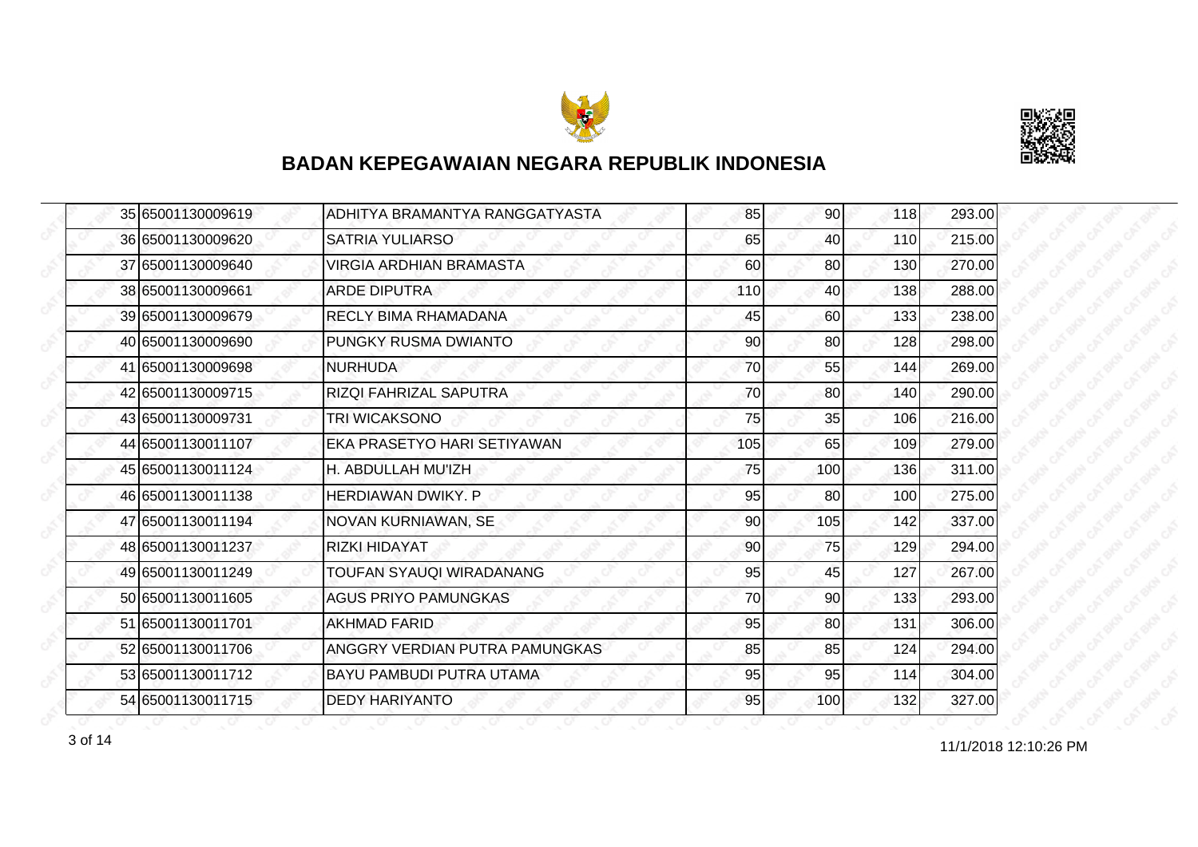# BADAN KEPEGAWAIAN NEGARA REPUBLIK INDONESIA

| | | | | | | |
|---|---|---|---|---|---|---|
| 35 | 65001130009619 | ADHITYA BRAMANTYA RANGGATYASTA | 85 | 90 | 118 | 293.00 |
| 36 | 65001130009620 | SATRIA YULIARSO | 65 | 40 | 110 | 215.00 |
| 37 | 65001130009640 | VIRGIA ARDHIAN BRAMASTA | 60 | 80 | 130 | 270.00 |
| 38 | 65001130009661 | ARDE DIPUTRA | 110 | 40 | 138 | 288.00 |
| 39 | 65001130009679 | RECLY BIMA RHAMADANA | 45 | 60 | 133 | 238.00 |
| 40 | 65001130009690 | PUNGKY RUSMA DWIANTO | 90 | 80 | 128 | 298.00 |
| 41 | 65001130009698 | NURHUDA | 70 | 55 | 144 | 269.00 |
| 42 | 65001130009715 | RIZQI FAHRIZAL SAPUTRA | 70 | 80 | 140 | 290.00 |
| 43 | 65001130009731 | TRI WICAKSONO | 75 | 35 | 106 | 216.00 |
| 44 | 65001130011107 | EKA PRASETYO HARI SETIYAWAN | 105 | 65 | 109 | 279.00 |
| 45 | 65001130011124 | H. ABDULLAH MU'IZH | 75 | 100 | 136 | 311.00 |
| 46 | 65001130011138 | HERDIAWAN DWIKY. P | 95 | 80 | 100 | 275.00 |
| 47 | 65001130011194 | NOVAN KURNIAWAN, SE | 90 | 105 | 142 | 337.00 |
| 48 | 65001130011237 | RIZKI HIDAYAT | 90 | 75 | 129 | 294.00 |
| 49 | 65001130011249 | TOUFAN SYAUQI WIRADANANG | 95 | 45 | 127 | 267.00 |
| 50 | 65001130011605 | AGUS PRIYO PAMUNGKAS | 70 | 90 | 133 | 293.00 |
| 51 | 65001130011701 | AKHMAD FARID | 95 | 80 | 131 | 306.00 |
| 52 | 65001130011706 | ANGGRY VERDIAN PUTRA PAMUNGKAS | 85 | 85 | 124 | 294.00 |
| 53 | 65001130011712 | BAYU PAMBUDI PUTRA UTAMA | 95 | 95 | 114 | 304.00 |
| 54 | 65001130011715 | DEDY HARIYANTO | 95 | 100 | 132 | 327.00 |

11/1/2018 12:10:26 PM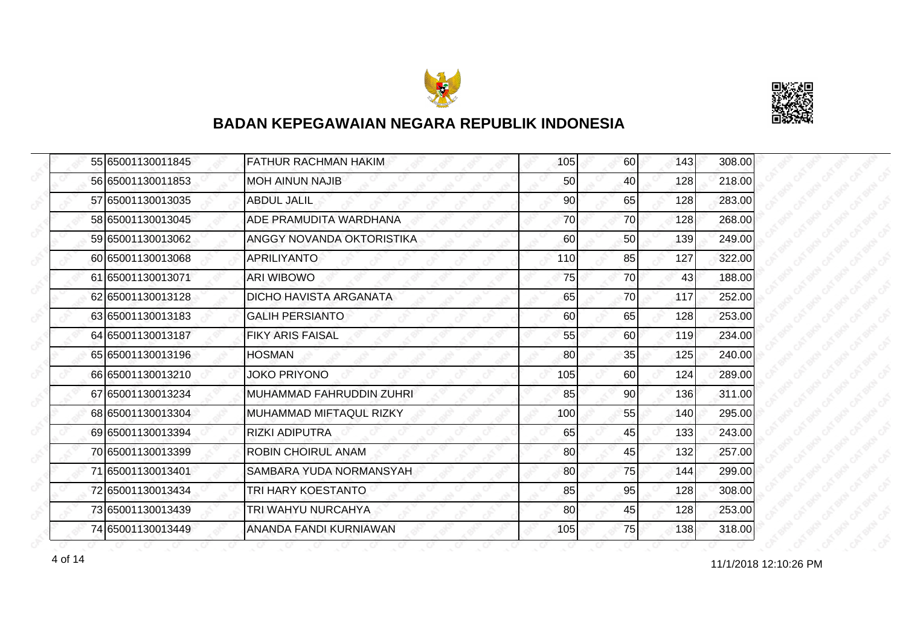# BADAN KEPEGAWAIAN NEGARA REPUBLIK INDONESIA

| | | | | | | |
|---|---|---|---|---|---|---|
| 55 | 65001130011845 | FATHUR RACHMAN HAKIM | 105 | 60 | 143 | 308.00 |
| 56 | 65001130011853 | MOH AINUN NAJIB | 50 | 40 | 128 | 218.00 |
| 57 | 65001130013035 | ABDUL JALIL | 90 | 65 | 128 | 283.00 |
| 58 | 65001130013045 | ADE PRAMUDITA WARDHANA | 70 | 70 | 128 | 268.00 |
| 59 | 65001130013062 | ANGGY NOVANDA OKTORISTIKA | 60 | 50 | 139 | 249.00 |
| 60 | 65001130013068 | APRILIYANTO | 110 | 85 | 127 | 322.00 |
| 61 | 65001130013071 | ARI WIBOWO | 75 | 70 | 43 | 188.00 |
| 62 | 65001130013128 | DICHO HAVISTA ARGANATA | 65 | 70 | 117 | 252.00 |
| 63 | 65001130013183 | GALIH PERSIANTO | 60 | 65 | 128 | 253.00 |
| 64 | 65001130013187 | FIKY ARIS FAISAL | 55 | 60 | 119 | 234.00 |
| 65 | 65001130013196 | HOSMAN | 80 | 35 | 125 | 240.00 |
| 66 | 65001130013210 | JOKO PRIYONO | 105 | 60 | 124 | 289.00 |
| 67 | 65001130013234 | MUHAMMAD FAHRUDDIN ZUHRI | 85 | 90 | 136 | 311.00 |
| 68 | 65001130013304 | MUHAMMAD MIFTAQUL RIZKY | 100 | 55 | 140 | 295.00 |
| 69 | 65001130013394 | RIZKI ADIPUTRA | 65 | 45 | 133 | 243.00 |
| 70 | 65001130013399 | ROBIN CHOIRUL ANAM | 80 | 45 | 132 | 257.00 |
| 71 | 65001130013401 | SAMBARA YUDA NORMANSYAH | 80 | 75 | 144 | 299.00 |
| 72 | 65001130013434 | TRI HARY KOESTANTO | 85 | 95 | 128 | 308.00 |
| 73 | 65001130013439 | TRI WAHYU NURCAHYA | 80 | 45 | 128 | 253.00 |
| 74 | 65001130013449 | ANANDA FANDI KURNIAWAN | 105 | 75 | 138 | 318.00 |

11/1/2018 12:10:26 PM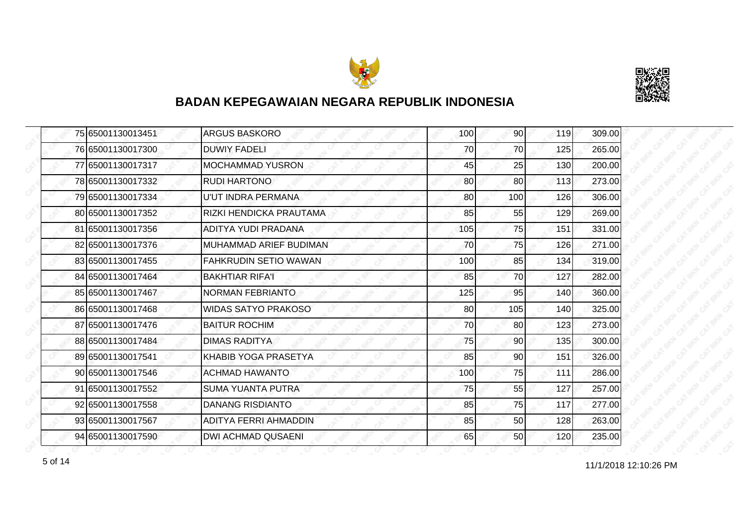## BADAN KEPEGAWAIAN NEGARA REPUBLIK INDONESIA

| | | | | | | |
|---|---|---|---|---|---|---|
| 75 | 65001130013451 | ARGUS BASKORO | 100 | 90 | 119 | 309.00 |
| 76 | 65001130017300 | DUWIY FADELI | 70 | 70 | 125 | 265.00 |
| 77 | 65001130017317 | MOCHAMMAD YUSRON | 45 | 25 | 130 | 200.00 |
| 78 | 65001130017332 | RUDI HARTONO | 80 | 80 | 113 | 273.00 |
| 79 | 65001130017334 | U'UT INDRA PERMANA | 80 | 100 | 126 | 306.00 |
| 80 | 65001130017352 | RIZKI HENDICKA PRAUTAMA | 85 | 55 | 129 | 269.00 |
| 81 | 65001130017356 | ADITYA YUDI PRADANA | 105 | 75 | 151 | 331.00 |
| 82 | 65001130017376 | MUHAMMAD ARIEF BUDIMAN | 70 | 75 | 126 | 271.00 |
| 83 | 65001130017455 | FAHKRUDIN SETIO WAWAN | 100 | 85 | 134 | 319.00 |
| 84 | 65001130017464 | BAKHTIAR RIFA'I | 85 | 70 | 127 | 282.00 |
| 85 | 65001130017467 | NORMAN FEBRIANTO | 125 | 95 | 140 | 360.00 |
| 86 | 65001130017468 | WIDAS SATYO PRAKOSO | 80 | 105 | 140 | 325.00 |
| 87 | 65001130017476 | BAITUR ROCHIM | 70 | 80 | 123 | 273.00 |
| 88 | 65001130017484 | DIMAS RADITYA | 75 | 90 | 135 | 300.00 |
| 89 | 65001130017541 | KHABIB YOGA PRASETYA | 85 | 90 | 151 | 326.00 |
| 90 | 65001130017546 | ACHMAD HAWANTO | 100 | 75 | 111 | 286.00 |
| 91 | 65001130017552 | SUMA YUANTA PUTRA | 75 | 55 | 127 | 257.00 |
| 92 | 65001130017558 | DANANG RISDIANTO | 85 | 75 | 117 | 277.00 |
| 93 | 65001130017567 | ADITYA FERRI AHMADDIN | 85 | 50 | 128 | 263.00 |
| 94 | 65001130017590 | DWI ACHMAD QUSAENI | 65 | 50 | 120 | 235.00 |

11/1/2018 12:10:26 PM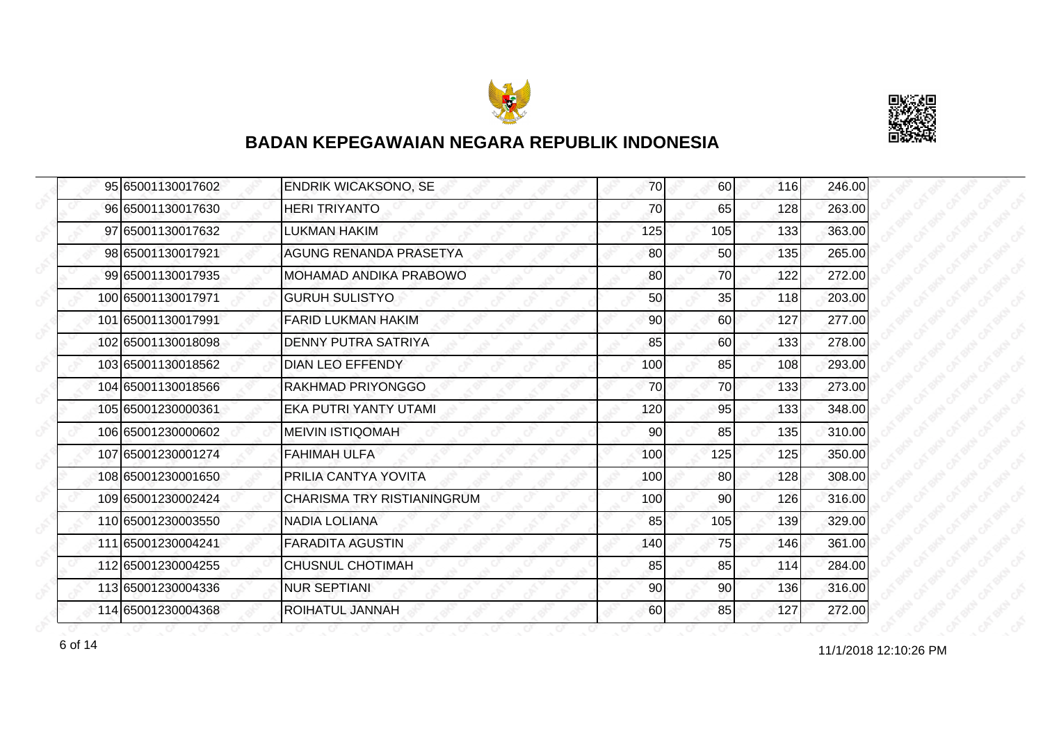# BADAN KEPEGAWAIAN NEGARA REPUBLIK INDONESIA

| | | | | | | |
|---|---|---|---|---|---|---|
| 95 | 65001130017602 | ENDRIK WICAKSONO, SE | 70 | 60 | 116 | 246.00 |
| 96 | 65001130017630 | HERI TRIYANTO | 70 | 65 | 128 | 263.00 |
| 97 | 65001130017632 | LUKMAN HAKIM | 125 | 105 | 133 | 363.00 |
| 98 | 65001130017921 | AGUNG RENANDA PRASETYA | 80 | 50 | 135 | 265.00 |
| 99 | 65001130017935 | MOHAMAD ANDIKA PRABOWO | 80 | 70 | 122 | 272.00 |
| 100 | 65001130017971 | GURUH SULISTYO | 50 | 35 | 118 | 203.00 |
| 101 | 65001130017991 | FARID LUKMAN HAKIM | 90 | 60 | 127 | 277.00 |
| 102 | 65001130018098 | DENNY PUTRA SATRIYA | 85 | 60 | 133 | 278.00 |
| 103 | 65001130018562 | DIAN LEO EFFENDY | 100 | 85 | 108 | 293.00 |
| 104 | 65001130018566 | RAKHMAD PRIYONGGO | 70 | 70 | 133 | 273.00 |
| 105 | 65001230000361 | EKA PUTRI YANTY UTAMI | 120 | 95 | 133 | 348.00 |
| 106 | 65001230000602 | MEIVIN ISTIQOMAH | 90 | 85 | 135 | 310.00 |
| 107 | 65001230001274 | FAHIMAH ULFA | 100 | 125 | 125 | 350.00 |
| 108 | 65001230001650 | PRILIA CANTYA YOVITA | 100 | 80 | 128 | 308.00 |
| 109 | 65001230002424 | CHARISMA TRY RISTIANINGRUM | 100 | 90 | 126 | 316.00 |
| 110 | 65001230003550 | NADIA LOLIANA | 85 | 105 | 139 | 329.00 |
| 111 | 65001230004241 | FARADITA AGUSTIN | 140 | 75 | 146 | 361.00 |
| 112 | 65001230004255 | CHUSNUL CHOTIMAH | 85 | 85 | 114 | 284.00 |
| 113 | 65001230004336 | NUR SEPTIANI | 90 | 90 | 136 | 316.00 |
| 114 | 65001230004368 | ROIHATUL JANNAH | 60 | 85 | 127 | 272.00 |

11/1/2018 12:10:26 PM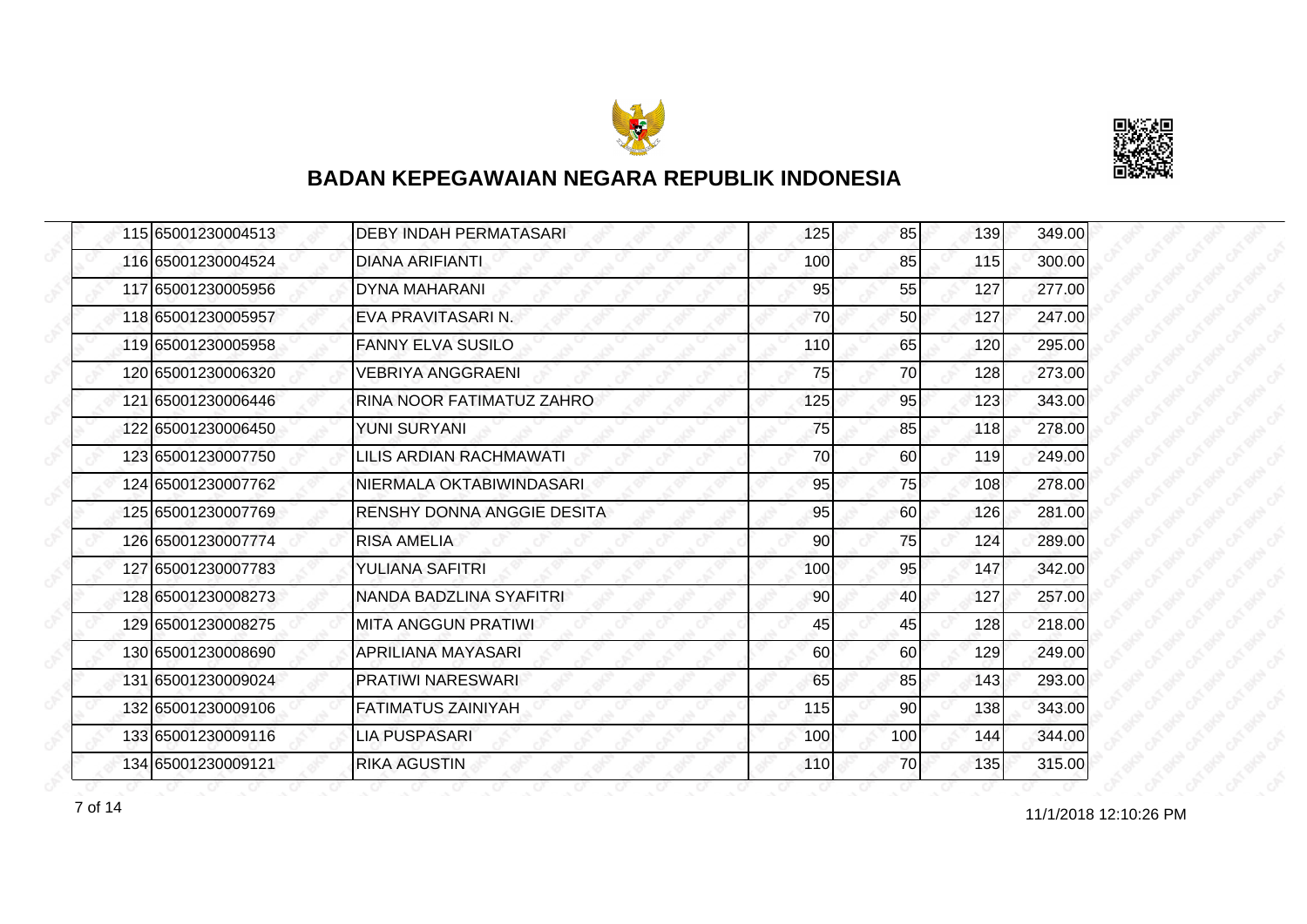# BADAN KEPEGAWAIAN NEGARA REPUBLIK INDONESIA

| | | | | | | |
|---|---|---|---|---|---|---|
| 115 | 65001230004513 | DEBY INDAH PERMATASARI | 125 | 85 | 139 | 349.00 |
| 116 | 65001230004524 | DIANA ARIFIANTI | 100 | 85 | 115 | 300.00 |
| 117 | 65001230005956 | DYNA MAHARANI | 95 | 55 | 127 | 277.00 |
| 118 | 65001230005957 | EVA PRAVITASARI N. | 70 | 50 | 127 | 247.00 |
| 119 | 65001230005958 | FANNY ELVA SUSILO | 110 | 65 | 120 | 295.00 |
| 120 | 65001230006320 | VEBRIYA ANGGRAENI | 75 | 70 | 128 | 273.00 |
| 121 | 65001230006446 | RINA NOOR FATIMATUZ ZAHRO | 125 | 95 | 123 | 343.00 |
| 122 | 65001230006450 | YUNI SURYANI | 75 | 85 | 118 | 278.00 |
| 123 | 65001230007750 | LILIS ARDIAN RACHMAWATI | 70 | 60 | 119 | 249.00 |
| 124 | 65001230007762 | NIERMALA OKTABIWINDASARI | 95 | 75 | 108 | 278.00 |
| 125 | 65001230007769 | RENSHY DONNA ANGGIE DESITA | 95 | 60 | 126 | 281.00 |
| 126 | 65001230007774 | RISA AMELIA | 90 | 75 | 124 | 289.00 |
| 127 | 65001230007783 | YULIANA SAFITRI | 100 | 95 | 147 | 342.00 |
| 128 | 65001230008273 | NANDA BADZLINA SYAFITRI | 90 | 40 | 127 | 257.00 |
| 129 | 65001230008275 | MITA ANGGUN PRATIWI | 45 | 45 | 128 | 218.00 |
| 130 | 65001230008690 | APRILIANA MAYASARI | 60 | 60 | 129 | 249.00 |
| 131 | 65001230009024 | PRATIWI NARESWARI | 65 | 85 | 143 | 293.00 |
| 132 | 65001230009106 | FATIMATUS ZAINIYAH | 115 | 90 | 138 | 343.00 |
| 133 | 65001230009116 | LIA PUSPASARI | 100 | 100 | 144 | 344.00 |
| 134 | 65001230009121 | RIKA AGUSTIN | 110 | 70 | 135 | 315.00 |

11/1/2018 12:10:26 PM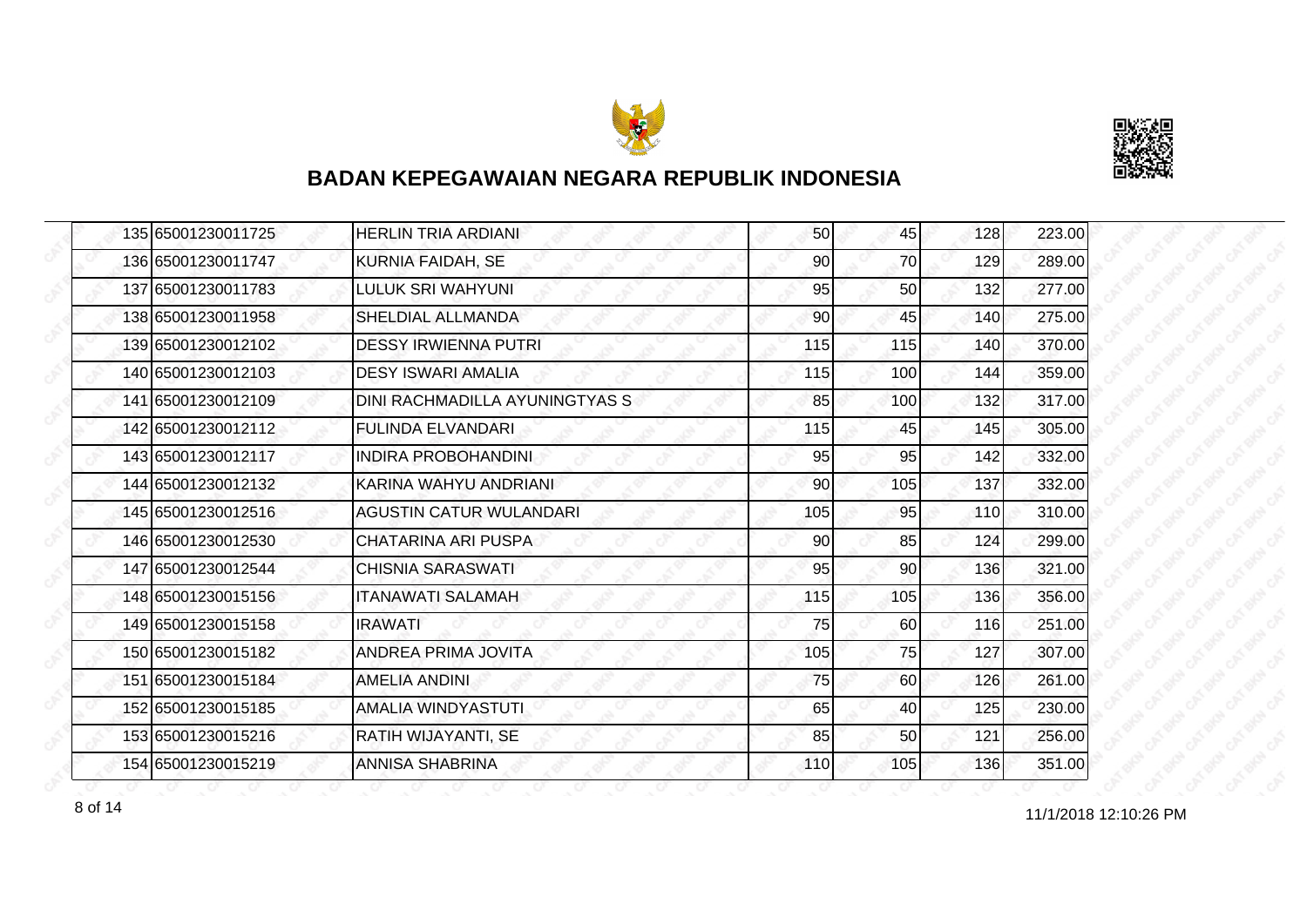## BADAN KEPEGAWAIAN NEGARA REPUBLIK INDONESIA

| | | | | | | |
|---|---|---|---|---|---|---|
| 135 | 65001230011725 | HERLIN TRIA ARDIANI | 50 | 45 | 128 | 223.00 |
| 136 | 65001230011747 | KURNIA FAIDAH, SE | 90 | 70 | 129 | 289.00 |
| 137 | 65001230011783 | LULUK SRI WAHYUNI | 95 | 50 | 132 | 277.00 |
| 138 | 65001230011958 | SHELDIAL ALLMANDA | 90 | 45 | 140 | 275.00 |
| 139 | 65001230012102 | DESSY IRWIENNA PUTRI | 115 | 115 | 140 | 370.00 |
| 140 | 65001230012103 | DESY ISWARI AMALIA | 115 | 100 | 144 | 359.00 |
| 141 | 65001230012109 | DINI RACHMADILLA AYUNINGTYAS S | 85 | 100 | 132 | 317.00 |
| 142 | 65001230012112 | FULINDA ELVANDARI | 115 | 45 | 145 | 305.00 |
| 143 | 65001230012117 | INDIRA PROBOHANDINI | 95 | 95 | 142 | 332.00 |
| 144 | 65001230012132 | KARINA WAHYU ANDRIANI | 90 | 105 | 137 | 332.00 |
| 145 | 65001230012516 | AGUSTIN CATUR WULANDARI | 105 | 95 | 110 | 310.00 |
| 146 | 65001230012530 | CHATARINA ARI PUSPA | 90 | 85 | 124 | 299.00 |
| 147 | 65001230012544 | CHISNIA SARASWATI | 95 | 90 | 136 | 321.00 |
| 148 | 65001230015156 | ITANAWATI SALAMAH | 115 | 105 | 136 | 356.00 |
| 149 | 65001230015158 | IRAWATI | 75 | 60 | 116 | 251.00 |
| 150 | 65001230015182 | ANDREA PRIMA JOVITA | 105 | 75 | 127 | 307.00 |
| 151 | 65001230015184 | AMELIA ANDINI | 75 | 60 | 126 | 261.00 |
| 152 | 65001230015185 | AMALIA WINDYASTUTI | 65 | 40 | 125 | 230.00 |
| 153 | 65001230015216 | RATIH WIJAYANTI, SE | 85 | 50 | 121 | 256.00 |
| 154 | 65001230015219 | ANNISA SHABRINA | 110 | 105 | 136 | 351.00 |

11/1/2018 12:10:26 PM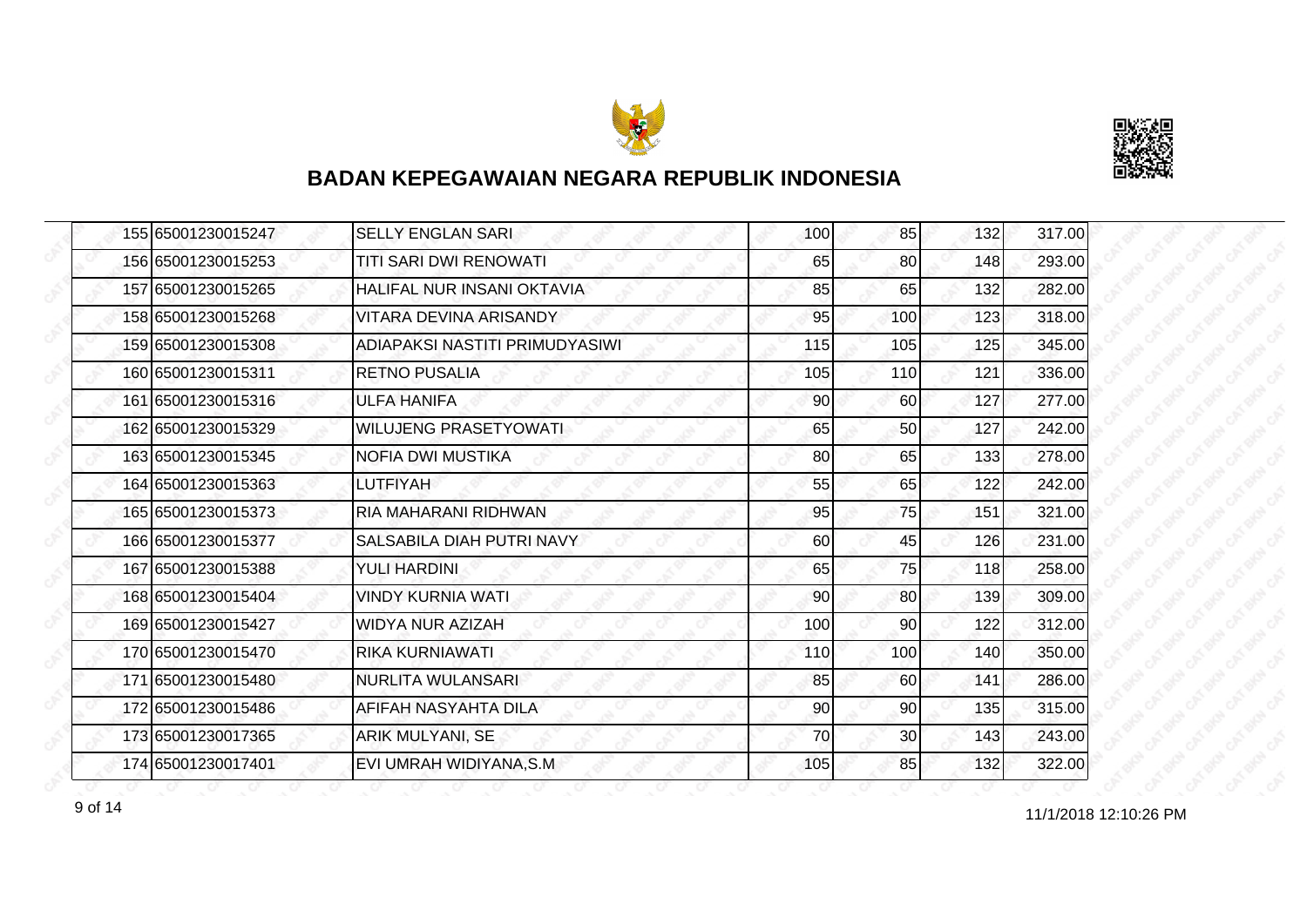# BADAN KEPEGAWAIAN NEGARA REPUBLIK INDONESIA

| | | | | | | |
|---|---|---|---|---|---|---|
| 155 | 65001230015247 | SELLY ENGLAN SARI | 100 | 85 | 132 | 317.00 |
| 156 | 65001230015253 | TITI SARI DWI RENOWATI | 65 | 80 | 148 | 293.00 |
| 157 | 65001230015265 | HALIFAL NUR INSANI OKTAVIA | 85 | 65 | 132 | 282.00 |
| 158 | 65001230015268 | VITARA DEVINA ARISANDY | 95 | 100 | 123 | 318.00 |
| 159 | 65001230015308 | ADIAPAKSI NASTITI PRIMUDYASIWI | 115 | 105 | 125 | 345.00 |
| 160 | 65001230015311 | RETNO PUSALIA | 105 | 110 | 121 | 336.00 |
| 161 | 65001230015316 | ULFA HANIFA | 90 | 60 | 127 | 277.00 |
| 162 | 65001230015329 | WILUJENG PRASETYOWATI | 65 | 50 | 127 | 242.00 |
| 163 | 65001230015345 | NOFIA DWI MUSTIKA | 80 | 65 | 133 | 278.00 |
| 164 | 65001230015363 | LUTFIYAH | 55 | 65 | 122 | 242.00 |
| 165 | 65001230015373 | RIA MAHARANI RIDHWAN | 95 | 75 | 151 | 321.00 |
| 166 | 65001230015377 | SALSABILA DIAH PUTRI NAVY | 60 | 45 | 126 | 231.00 |
| 167 | 65001230015388 | YULI HARDINI | 65 | 75 | 118 | 258.00 |
| 168 | 65001230015404 | VINDY KURNIA WATI | 90 | 80 | 139 | 309.00 |
| 169 | 65001230015427 | WIDYA NUR AZIZAH | 100 | 90 | 122 | 312.00 |
| 170 | 65001230015470 | RIKA KURNIAWATI | 110 | 100 | 140 | 350.00 |
| 171 | 65001230015480 | NURLITA WULANSARI | 85 | 60 | 141 | 286.00 |
| 172 | 65001230015486 | AFIFAH NASYAHTA DILA | 90 | 90 | 135 | 315.00 |
| 173 | 65001230017365 | ARIK MULYANI, SE | 70 | 30 | 143 | 243.00 |
| 174 | 65001230017401 | EVI UMRAH WIDIYANA,S.M | 105 | 85 | 132 | 322.00 |

11/1/2018 12:10:26 PM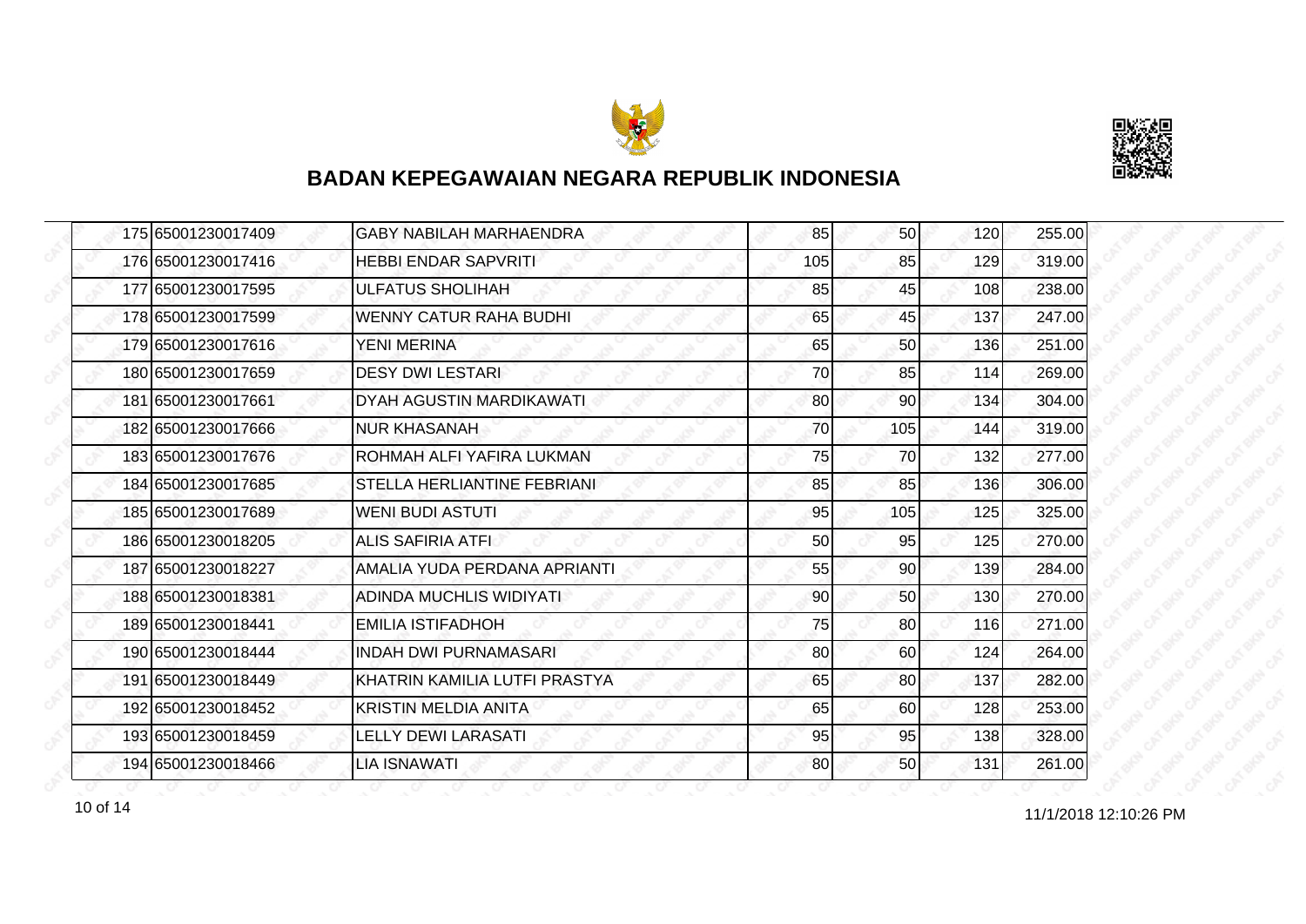## BADAN KEPEGAWAIAN NEGARA REPUBLIK INDONESIA

| | | | | | | |
|---|---|---|---|---|---|---|
| 175 | 65001230017409 | GABY NABILAH MARHAENDRA | 85 | 50 | 120 | 255.00 |
| 176 | 65001230017416 | HEBBI ENDAR SAPVRITI | 105 | 85 | 129 | 319.00 |
| 177 | 65001230017595 | ULFATUS SHOLIHAH | 85 | 45 | 108 | 238.00 |
| 178 | 65001230017599 | WENNY CATUR RAHA BUDHI | 65 | 45 | 137 | 247.00 |
| 179 | 65001230017616 | YENI MERINA | 65 | 50 | 136 | 251.00 |
| 180 | 65001230017659 | DESY DWI LESTARI | 70 | 85 | 114 | 269.00 |
| 181 | 65001230017661 | DYAH AGUSTIN MARDIKAWATI | 80 | 90 | 134 | 304.00 |
| 182 | 65001230017666 | NUR KHASANAH | 70 | 105 | 144 | 319.00 |
| 183 | 65001230017676 | ROHMAH ALFI YAFIRA LUKMAN | 75 | 70 | 132 | 277.00 |
| 184 | 65001230017685 | STELLA HERLIANTINE FEBRIANI | 85 | 85 | 136 | 306.00 |
| 185 | 65001230017689 | WENI BUDI ASTUTI | 95 | 105 | 125 | 325.00 |
| 186 | 65001230018205 | ALIS SAFIRIA ATFI | 50 | 95 | 125 | 270.00 |
| 187 | 65001230018227 | AMALIA YUDA PERDANA APRIANTI | 55 | 90 | 139 | 284.00 |
| 188 | 65001230018381 | ADINDA MUCHLIS WIDIYATI | 90 | 50 | 130 | 270.00 |
| 189 | 65001230018441 | EMILIA ISTIFADHOH | 75 | 80 | 116 | 271.00 |
| 190 | 65001230018444 | INDAH DWI PURNAMASARI | 80 | 60 | 124 | 264.00 |
| 191 | 65001230018449 | KHATRIN KAMILIA LUTFI PRASTYA | 65 | 80 | 137 | 282.00 |
| 192 | 65001230018452 | KRISTIN MELDIA ANITA | 65 | 60 | 128 | 253.00 |
| 193 | 65001230018459 | LELLY DEWI LARASATI | 95 | 95 | 138 | 328.00 |
| 194 | 65001230018466 | LIA ISNAWATI | 80 | 50 | 131 | 261.00 |

11/1/2018 12:10:26 PM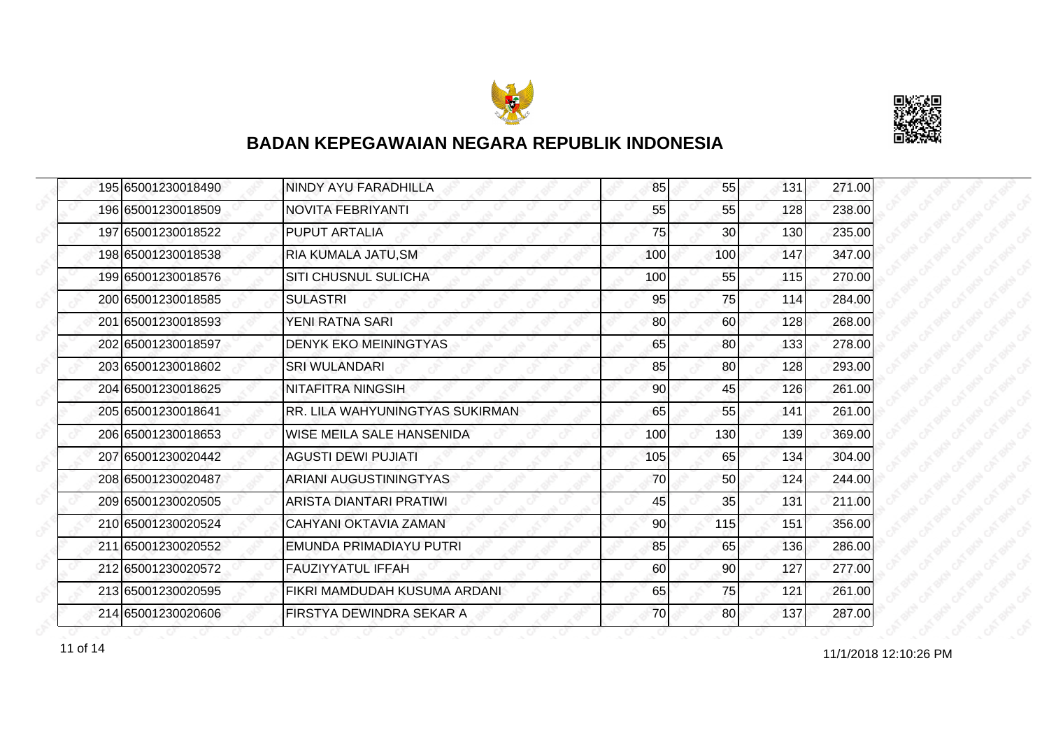## BADAN KEPEGAWAIAN NEGARA REPUBLIK INDONESIA

| | | | | | | |
|---|---|---|---|---|---|---|
| 195 | 65001230018490 | NINDY AYU FARADHILLA | 85 | 55 | 131 | 271.00 |
| 196 | 65001230018509 | NOVITA FEBRIYANTI | 55 | 55 | 128 | 238.00 |
| 197 | 65001230018522 | PUPUT ARTALIA | 75 | 30 | 130 | 235.00 |
| 198 | 65001230018538 | RIA KUMALA JATU,SM | 100 | 100 | 147 | 347.00 |
| 199 | 65001230018576 | SITI CHUSNUL SULICHA | 100 | 55 | 115 | 270.00 |
| 200 | 65001230018585 | SULASTRI | 95 | 75 | 114 | 284.00 |
| 201 | 65001230018593 | YENI RATNA SARI | 80 | 60 | 128 | 268.00 |
| 202 | 65001230018597 | DENYK EKO MEININGTYAS | 65 | 80 | 133 | 278.00 |
| 203 | 65001230018602 | SRI WULANDARI | 85 | 80 | 128 | 293.00 |
| 204 | 65001230018625 | NITAFITRA NINGSIH | 90 | 45 | 126 | 261.00 |
| 205 | 65001230018641 | RR. LILA WAHYUNINGTYAS SUKIRMAN | 65 | 55 | 141 | 261.00 |
| 206 | 65001230018653 | WISE MEILA SALE HANSENIDA | 100 | 130 | 139 | 369.00 |
| 207 | 65001230020442 | AGUSTI DEWI PUJIATI | 105 | 65 | 134 | 304.00 |
| 208 | 65001230020487 | ARIANI AUGUSTININGTYAS | 70 | 50 | 124 | 244.00 |
| 209 | 65001230020505 | ARISTA DIANTARI PRATIWI | 45 | 35 | 131 | 211.00 |
| 210 | 65001230020524 | CAHYANI OKTAVIA ZAMAN | 90 | 115 | 151 | 356.00 |
| 211 | 65001230020552 | EMUNDA PRIMADIAYU PUTRI | 85 | 65 | 136 | 286.00 |
| 212 | 65001230020572 | FAUZIYYATUL IFFAH | 60 | 90 | 127 | 277.00 |
| 213 | 65001230020595 | FIKRI MAMDUDAH KUSUMA ARDANI | 65 | 75 | 121 | 261.00 |
| 214 | 65001230020606 | FIRSTYA DEWINDRA SEKAR A | 70 | 80 | 137 | 287.00 |

11/1/2018 12:10:26 PM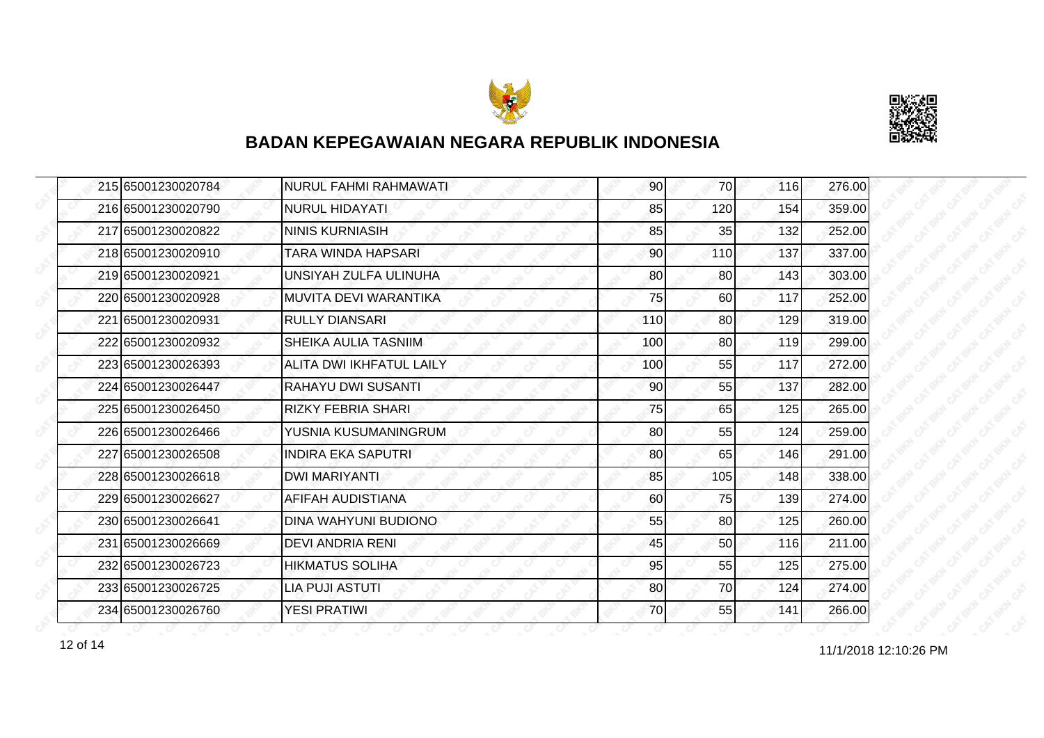## BADAN KEPEGAWAIAN NEGARA REPUBLIK INDONESIA

| | | | | | | |
|---|---|---|---|---|---|---|
| 215 | 65001230020784 | NURUL FAHMI RAHMAWATI | 90 | 70 | 116 | 276.00 |
| 216 | 65001230020790 | NURUL HIDAYATI | 85 | 120 | 154 | 359.00 |
| 217 | 65001230020822 | NINIS KURNIASIH | 85 | 35 | 132 | 252.00 |
| 218 | 65001230020910 | TARA WINDA HAPSARI | 90 | 110 | 137 | 337.00 |
| 219 | 65001230020921 | UNSIYAH ZULFA ULINUHA | 80 | 80 | 143 | 303.00 |
| 220 | 65001230020928 | MUVITA DEVI WARANTIKA | 75 | 60 | 117 | 252.00 |
| 221 | 65001230020931 | RULLY DIANSARI | 110 | 80 | 129 | 319.00 |
| 222 | 65001230020932 | SHEIKA AULIA TASNIIM | 100 | 80 | 119 | 299.00 |
| 223 | 65001230026393 | ALITA DWI IKHFATUL LAILY | 100 | 55 | 117 | 272.00 |
| 224 | 65001230026447 | RAHAYU DWI SUSANTI | 90 | 55 | 137 | 282.00 |
| 225 | 65001230026450 | RIZKY FEBRIA SHARI | 75 | 65 | 125 | 265.00 |
| 226 | 65001230026466 | YUSNIA KUSUMANINGRUM | 80 | 55 | 124 | 259.00 |
| 227 | 65001230026508 | INDIRA EKA SAPUTRI | 80 | 65 | 146 | 291.00 |
| 228 | 65001230026618 | DWI MARIYANTI | 85 | 105 | 148 | 338.00 |
| 229 | 65001230026627 | AFIFAH AUDISTIANA | 60 | 75 | 139 | 274.00 |
| 230 | 65001230026641 | DINA WAHYUNI BUDIONO | 55 | 80 | 125 | 260.00 |
| 231 | 65001230026669 | DEVI ANDRIA RENI | 45 | 50 | 116 | 211.00 |
| 232 | 65001230026723 | HIKMATUS SOLIHA | 95 | 55 | 125 | 275.00 |
| 233 | 65001230026725 | LIA PUJI ASTUTI | 80 | 70 | 124 | 274.00 |
| 234 | 65001230026760 | YESI PRATIWI | 70 | 55 | 141 | 266.00 |

11/1/2018 12:10:26 PM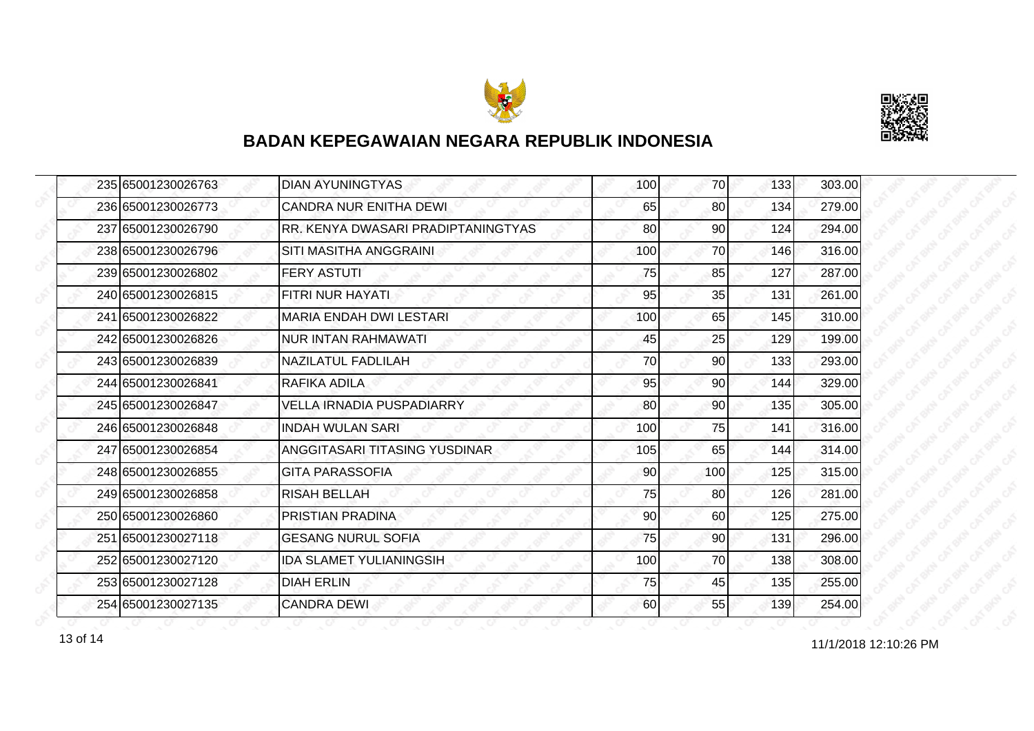## BADAN KEPEGAWAIAN NEGARA REPUBLIK INDONESIA

| | | | | | | |
|---|---|---|---|---|---|---|
| 235 | 65001230026763 | DIAN AYUNINGTYAS | 100 | 70 | 133 | 303.00 |
| 236 | 65001230026773 | CANDRA NUR ENITHA DEWI | 65 | 80 | 134 | 279.00 |
| 237 | 65001230026790 | RR. KENYA DWASARI PRADIPTANINGTYAS | 80 | 90 | 124 | 294.00 |
| 238 | 65001230026796 | SITI MASITHA ANGGRAINI | 100 | 70 | 146 | 316.00 |
| 239 | 65001230026802 | FERY ASTUTI | 75 | 85 | 127 | 287.00 |
| 240 | 65001230026815 | FITRI NUR HAYATI | 95 | 35 | 131 | 261.00 |
| 241 | 65001230026822 | MARIA ENDAH DWI LESTARI | 100 | 65 | 145 | 310.00 |
| 242 | 65001230026826 | NUR INTAN RAHMAWATI | 45 | 25 | 129 | 199.00 |
| 243 | 65001230026839 | NAZILATUL FADLILAH | 70 | 90 | 133 | 293.00 |
| 244 | 65001230026841 | RAFIKA ADILA | 95 | 90 | 144 | 329.00 |
| 245 | 65001230026847 | VELLA IRNADIA PUSPADIARRY | 80 | 90 | 135 | 305.00 |
| 246 | 65001230026848 | INDAH WULAN SARI | 100 | 75 | 141 | 316.00 |
| 247 | 65001230026854 | ANGGITASARI TITASING YUSDINAR | 105 | 65 | 144 | 314.00 |
| 248 | 65001230026855 | GITA PARASSOFIA | 90 | 100 | 125 | 315.00 |
| 249 | 65001230026858 | RISAH BELLAH | 75 | 80 | 126 | 281.00 |
| 250 | 65001230026860 | PRISTIAN PRADINA | 90 | 60 | 125 | 275.00 |
| 251 | 65001230027118 | GESANG NURUL SOFIA | 75 | 90 | 131 | 296.00 |
| 252 | 65001230027120 | IDA SLAMET YULIANINGSIH | 100 | 70 | 138 | 308.00 |
| 253 | 65001230027128 | DIAH ERLIN | 75 | 45 | 135 | 255.00 |
| 254 | 65001230027135 | CANDRA DEWI | 60 | 55 | 139 | 254.00 |

11/1/2018 12:10:26 PM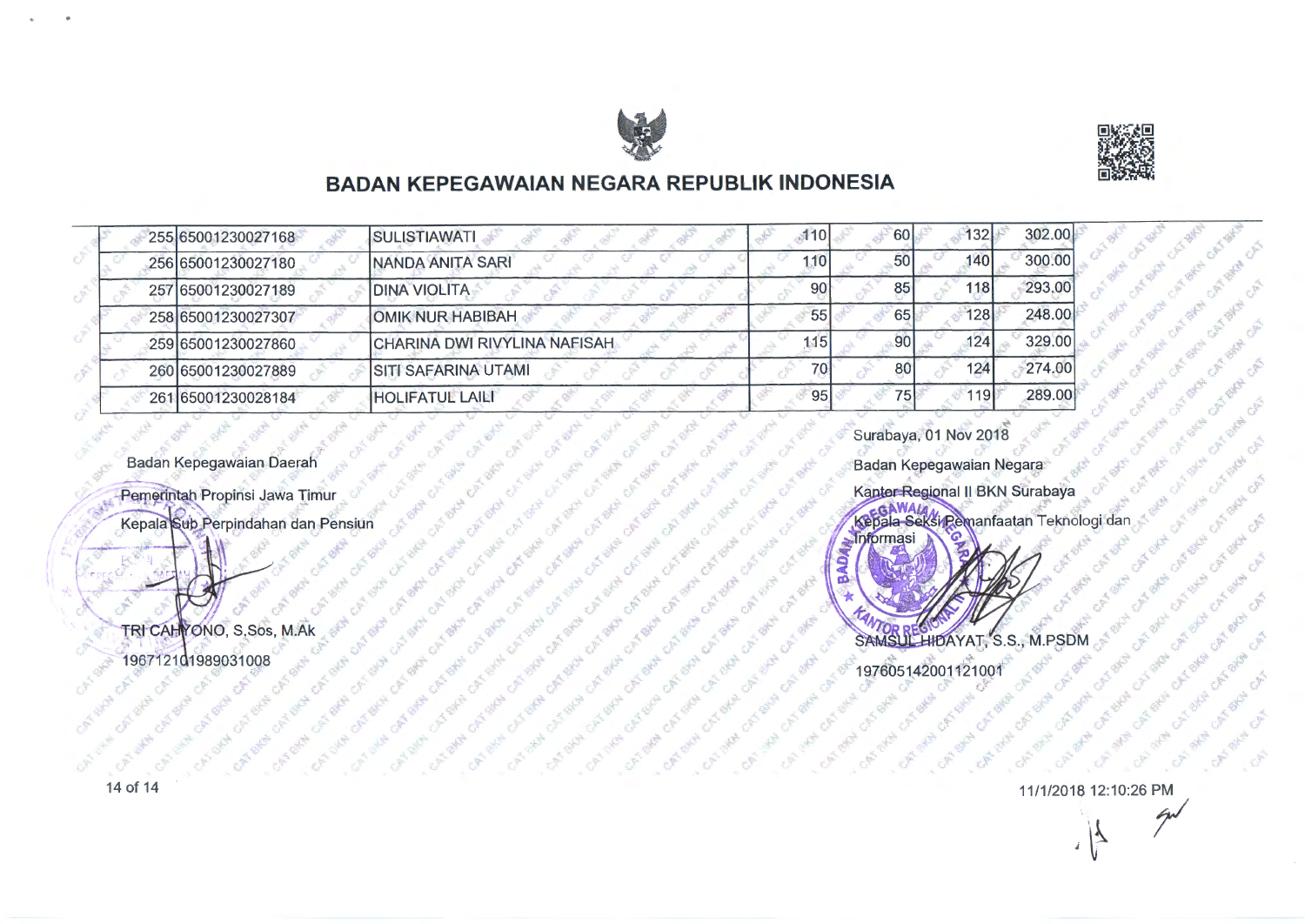## BADAN KEPEGAWAIAN NEGARA REPUBLIK INDONESIA

| | | | | | | |
|---|---|---|---|---|---|---|
| 255 | 65001230027168 | SULISTIAWATI | 110 | 60 | 132 | 302.00 |
| 256 | 65001230027180 | NANDA ANITA SARI | 110 | 50 | 140 | 300.00 |
| 257 | 65001230027189 | DINA VIOLITA | 90 | 85 | 118 | 293.00 |
| 258 | 65001230027307 | OMIK NUR HABIBAH | 55 | 65 | 128 | 248.00 |
| 259 | 65001230027860 | CHARINA DWI RIVYLINA NAFISAH | 115 | 90 | 124 | 329.00 |
| 260 | 65001230027889 | SITI SAFARINA UTAMI | 70 | 80 | 124 | 274.00 |
| 261 | 65001230028184 | HOLIFATUL LAILI | 95 | 75 | 119 | 289.00 |

Badan Kepegawaian Daerah
Pemerintah Propinsi Jawa Timur
Kepala Sub Perpindahan dan Pensiun

TRI CAHYONO, S.Sos, M.Ak
196712101989031008

Surabaya, 01 Nov 2018
Badan Kepegawaian Negara
Kantor Regional II BKN Surabaya
Kepala Seksi Pemanfaatan Teknologi dan Informasi

SAMSUL HIDAYAT, S.S., M.PSDM
197605142001121001

11/1/2018 12:10:26 PM